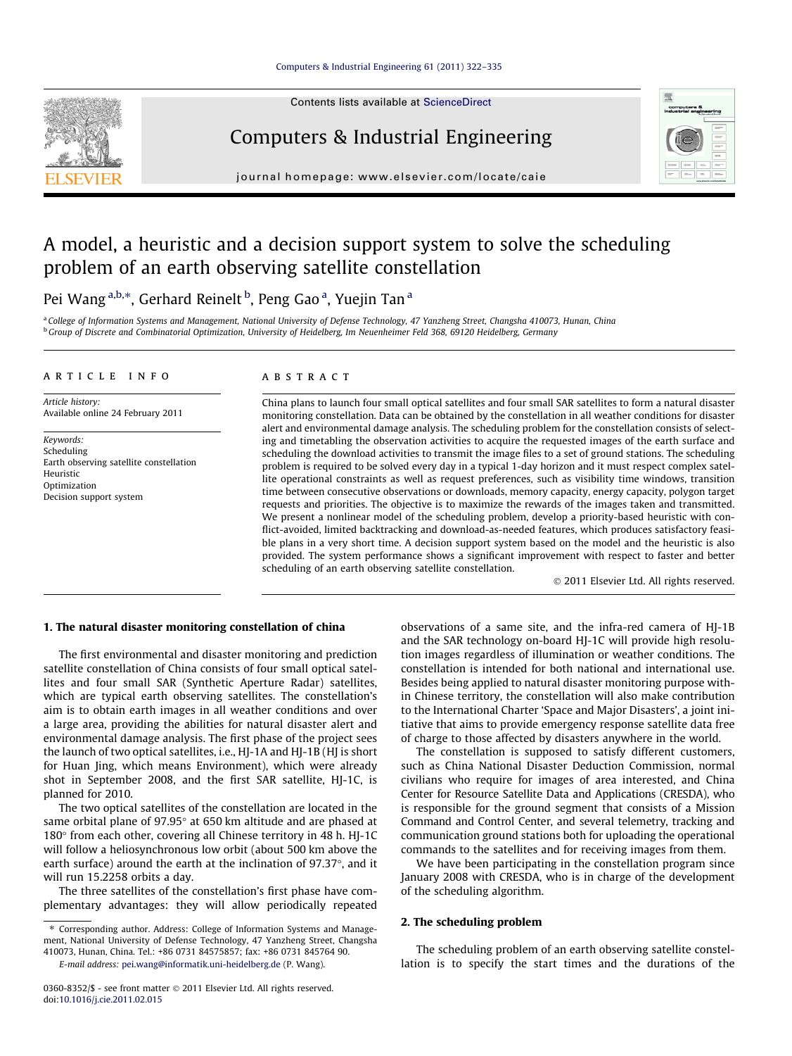# A model, a heuristic and a decision support system to solve the scheduling problem of an earth observing satellite constellation

Pei Wang [a,b,*], Gerhard Reinelt [b], Peng Gao [a], Yuejin Tan [a]

[a] College of Information Systems and Management, National University of Defense Technology, 47 Yanzheng Street, Changsha 410073, Hunan, China
[b] Group of Discrete and Combinatorial Optimization, University of Heidelberg, Im Neuenheimer Feld 368, 69120 Heidelberg, Germany

## ARTICLE INFO

*Article history:*
Available online 24 February 2011

*Keywords:*
Scheduling
Earth observing satellite constellation
Heuristic
Optimization
Decision support system

## ABSTRACT

China plans to launch four small optical satellites and four small SAR satellites to form a natural disaster monitoring constellation. Data can be obtained by the constellation in all weather conditions for disaster alert and environmental damage analysis. The scheduling problem for the constellation consists of selecting and timetabling the observation activities to acquire the requested images of the earth surface and scheduling the download activities to transmit the image files to a set of ground stations. The scheduling problem is required to be solved every day in a typical 1-day horizon and it must respect complex satellite operational constraints as well as request preferences, such as visibility time windows, transition time between consecutive observations or downloads, memory capacity, energy capacity, polygon target requests and priorities. The objective is to maximize the rewards of the images taken and transmitted. We present a nonlinear model of the scheduling problem, develop a priority-based heuristic with conflict-avoided, limited backtracking and download-as-needed features, which produces satisfactory feasible plans in a very short time. A decision support system based on the model and the heuristic is also provided. The system performance shows a significant improvement with respect to faster and better scheduling of an earth observing satellite constellation.

© 2011 Elsevier Ltd. All rights reserved.

## 1. The natural disaster monitoring constellation of china

The first environmental and disaster monitoring and prediction satellite constellation of China consists of four small optical satellites and four small SAR (Synthetic Aperture Radar) satellites, which are typical earth observing satellites. The constellation's aim is to obtain earth images in all weather conditions and over a large area, providing the abilities for natural disaster alert and environmental damage analysis. The first phase of the project sees the launch of two optical satellites, i.e., HJ-1A and HJ-1B (HJ is short for Huan Jing, which means Environment), which were already shot in September 2008, and the first SAR satellite, HJ-1C, is planned for 2010.

The two optical satellites of the constellation are located in the same orbital plane of 97.95° at 650 km altitude and are phased at 180° from each other, covering all Chinese territory in 48 h. HJ-1C will follow a heliosynchronous low orbit (about 500 km above the earth surface) around the earth at the inclination of 97.37°, and it will run 15.2258 orbits a day.

The three satellites of the constellation's first phase have complementary advantages: they will allow periodically repeated observations of a same site, and the infra-red camera of HJ-1B and the SAR technology on-board HJ-1C will provide high resolution images regardless of illumination or weather conditions. The constellation is intended for both national and international use. Besides being applied to natural disaster monitoring purpose within Chinese territory, the constellation will also make contribution to the International Charter 'Space and Major Disasters', a joint initiative that aims to provide emergency response satellite data free of charge to those affected by disasters anywhere in the world.

The constellation is supposed to satisfy different customers, such as China National Disaster Deduction Commission, normal civilians who require for images of area interested, and China Center for Resource Satellite Data and Applications (CRESDA), who is responsible for the ground segment that consists of a Mission Command and Control Center, and several telemetry, tracking and communication ground stations both for uploading the operational commands to the satellites and for receiving images from them.

We have been participating in the constellation program since January 2008 with CRESDA, who is in charge of the development of the scheduling algorithm.

## 2. The scheduling problem

The scheduling problem of an earth observing satellite constellation is to specify the start times and the durations of the

---

* Corresponding author. Address: College of Information Systems and Management, National University of Defense Technology, 47 Yanzheng Street, Changsha 410073, Hunan, China. Tel.: +86 0731 84575857; fax: +86 0731 845764 90.

*E-mail address:* pei.wang@informatik.uni-heidelberg.de (P. Wang).

0360-8352/$ - see front matter © 2011 Elsevier Ltd. All rights reserved.
doi:10.1016/j.cie.2011.02.015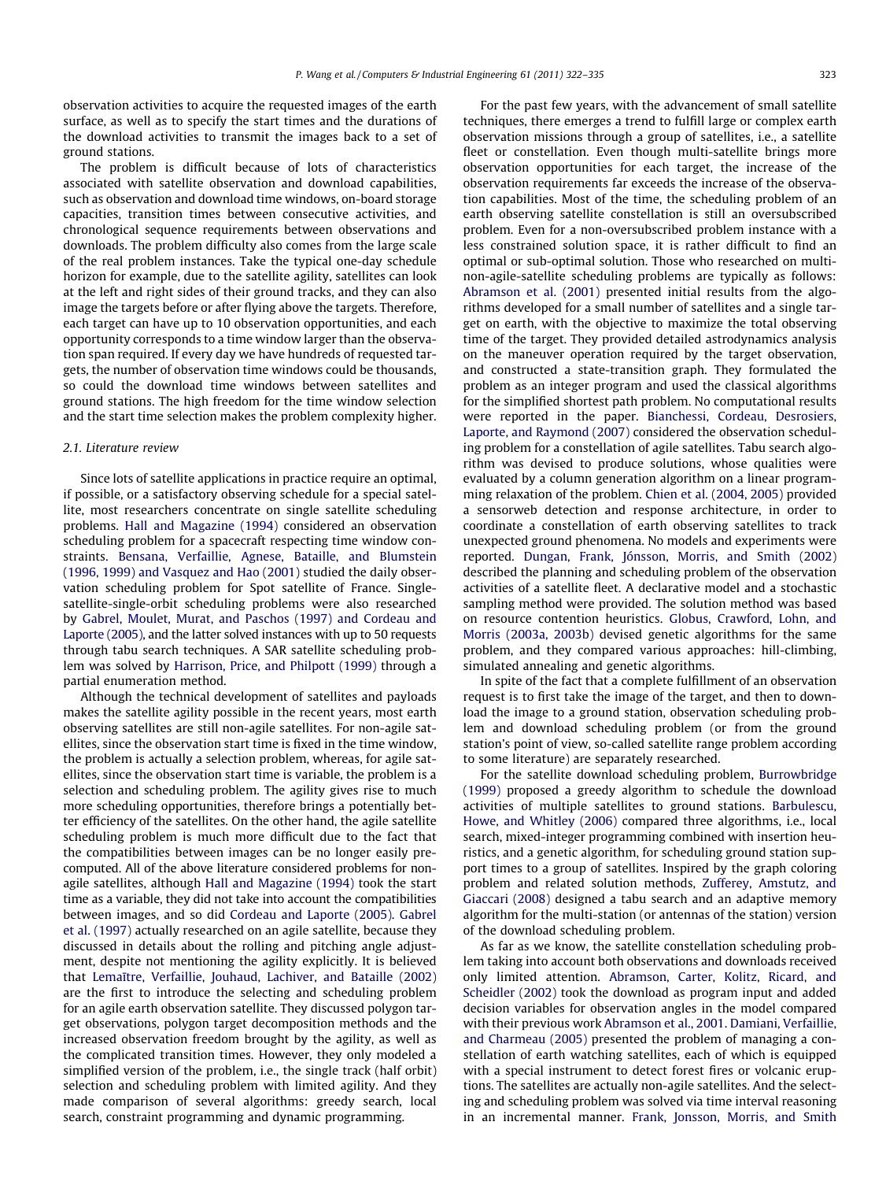observation activities to acquire the requested images of the earth surface, as well as to specify the start times and the durations of the download activities to transmit the images back to a set of ground stations.

The problem is difficult because of lots of characteristics associated with satellite observation and download capabilities, such as observation and download time windows, on-board storage capacities, transition times between consecutive activities, and chronological sequence requirements between observations and downloads. The problem difficulty also comes from the large scale of the real problem instances. Take the typical one-day schedule horizon for example, due to the satellite agility, satellites can look at the left and right sides of their ground tracks, and they can also image the targets before or after flying above the targets. Therefore, each target can have up to 10 observation opportunities, and each opportunity corresponds to a time window larger than the observation span required. If every day we have hundreds of requested targets, the number of observation time windows could be thousands, so could the download time windows between satellites and ground stations. The high freedom for the time window selection and the start time selection makes the problem complexity higher.

### 2.1. Literature review

Since lots of satellite applications in practice require an optimal, if possible, or a satisfactory observing schedule for a special satellite, most researchers concentrate on single satellite scheduling problems. Hall and Magazine (1994) considered an observation scheduling problem for a spacecraft respecting time window constraints. Bensana, Verfaillie, Agnese, Bataille, and Blumstein (1996, 1999) and Vasquez and Hao (2001) studied the daily observation scheduling problem for Spot satellite of France. Single-satellite-single-orbit scheduling problems were also researched by Gabrel, Moulet, Murat, and Paschos (1997) and Cordeau and Laporte (2005), and the latter solved instances with up to 50 requests through tabu search techniques. A SAR satellite scheduling problem was solved by Harrison, Price, and Philpott (1999) through a partial enumeration method.

Although the technical development of satellites and payloads makes the satellite agility possible in the recent years, most earth observing satellites are still non-agile satellites. For non-agile satellites, since the observation start time is fixed in the time window, the problem is actually a selection problem, whereas, for agile satellites, since the observation start time is variable, the problem is a selection and scheduling problem. The agility gives rise to much more scheduling opportunities, therefore brings a potentially better efficiency of the satellites. On the other hand, the agile satellite scheduling problem is much more difficult due to the fact that the compatibilities between images can be no longer easily precomputed. All of the above literature considered problems for non-agile satellites, although Hall and Magazine (1994) took the start time as a variable, they did not take into account the compatibilities between images, and so did Cordeau and Laporte (2005). Gabrel et al. (1997) actually researched on an agile satellite, because they discussed in details about the rolling and pitching angle adjustment, despite not mentioning the agility explicitly. It is believed that Lemaître, Verfaillie, Jouhaud, Lachiver, and Bataille (2002) are the first to introduce the selecting and scheduling problem for an agile earth observation satellite. They discussed polygon target observations, polygon target decomposition methods and the increased observation freedom brought by the agility, as well as the complicated transition times. However, they only modeled a simplified version of the problem, i.e., the single track (half orbit) selection and scheduling problem with limited agility. And they made comparison of several algorithms: greedy search, local search, constraint programming and dynamic programming.

For the past few years, with the advancement of small satellite techniques, there emerges a trend to fulfill large or complex earth observation missions through a group of satellites, i.e., a satellite fleet or constellation. Even though multi-satellite brings more observation opportunities for each target, the increase of the observation requirements far exceeds the increase of the observation capabilities. Most of the time, the scheduling problem of an earth observing satellite constellation is still an oversubscribed problem. Even for a non-oversubscribed problem instance with a less constrained solution space, it is rather difficult to find an optimal or sub-optimal solution. Those who researched on multi-non-agile-satellite scheduling problems are typically as follows: Abramson et al. (2001) presented initial results from the algorithms developed for a small number of satellites and a single target on earth, with the objective to maximize the total observing time of the target. They provided detailed astrodynamics analysis on the maneuver operation required by the target observation, and constructed a state-transition graph. They formulated the problem as an integer program and used the classical algorithms for the simplified shortest path problem. No computational results were reported in the paper. Bianchessi, Cordeau, Desrosiers, Laporte, and Raymond (2007) considered the observation scheduling problem for a constellation of agile satellites. Tabu search algorithm was devised to produce solutions, whose qualities were evaluated by a column generation algorithm on a linear programming relaxation of the problem. Chien et al. (2004, 2005) provided a sensorweb detection and response architecture, in order to coordinate a constellation of earth observing satellites to track unexpected ground phenomena. No models and experiments were reported. Dungan, Frank, Jónsson, Morris, and Smith (2002) described the planning and scheduling problem of the observation activities of a satellite fleet. A declarative model and a stochastic sampling method were provided. The solution method was based on resource contention heuristics. Globus, Crawford, Lohn, and Morris (2003a, 2003b) devised genetic algorithms for the same problem, and they compared various approaches: hill-climbing, simulated annealing and genetic algorithms.

In spite of the fact that a complete fulfillment of an observation request is to first take the image of the target, and then to download the image to a ground station, observation scheduling problem and download scheduling problem (or from the ground station's point of view, so-called satellite range problem according to some literature) are separately researched.

For the satellite download scheduling problem, Burrowbridge (1999) proposed a greedy algorithm to schedule the download activities of multiple satellites to ground stations. Barbulescu, Howe, and Whitley (2006) compared three algorithms, i.e., local search, mixed-integer programming combined with insertion heuristics, and a genetic algorithm, for scheduling ground station support times to a group of satellites. Inspired by the graph coloring problem and related solution methods, Zufferey, Amstutz, and Giaccari (2008) designed a tabu search and an adaptive memory algorithm for the multi-station (or antennas of the station) version of the download scheduling problem.

As far as we know, the satellite constellation scheduling problem taking into account both observations and downloads received only limited attention. Abramson, Carter, Kolitz, Ricard, and Scheidler (2002) took the download as program input and added decision variables for observation angles in the model compared with their previous work Abramson et al., 2001. Damiani, Verfaillie, and Charmeau (2005) presented the problem of managing a constellation of earth watching satellites, each of which is equipped with a special instrument to detect forest fires or volcanic eruptions. The satellites are actually non-agile satellites. And the selecting and scheduling problem was solved via time interval reasoning in an incremental manner. Frank, Jonsson, Morris, and Smith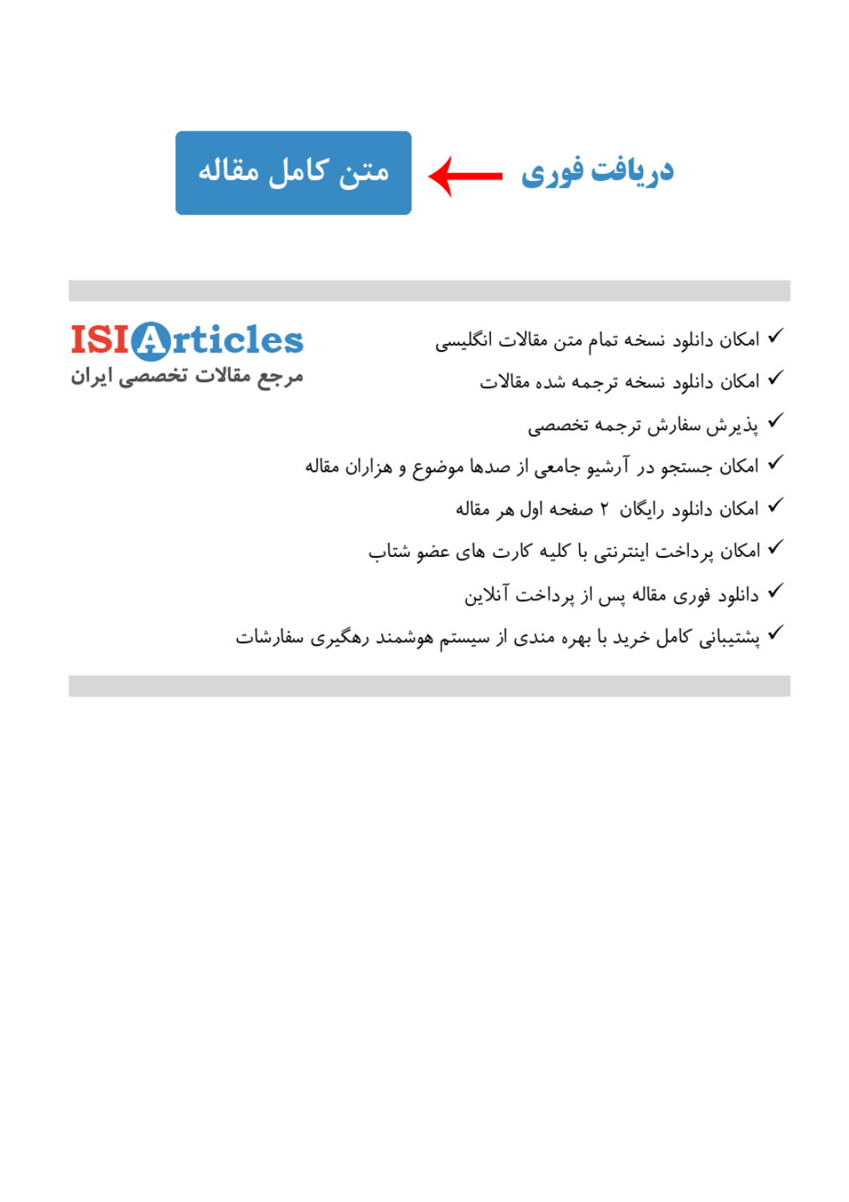دریافت فوری ← متن کامل مقاله

**ISIArticles**
مرجع مقالات تخصصی ایران

- ✓ امکان دانلود نسخه تمام متن مقالات انگلیسی
- ✓ امکان دانلود نسخه ترجمه شده مقالات
- ✓ پذیرش سفارش ترجمه تخصصی
- ✓ امکان جستجو در آرشیو جامعی از صدها موضوع و هزاران مقاله
- ✓ امکان دانلود رایگان ۲ صفحه اول هر مقاله
- ✓ امکان پرداخت اینترنتی با کلیه کارت های عضو شتاب
- ✓ دانلود فوری مقاله پس از پرداخت آنلاین
- ✓ پشتیبانی کامل خرید با بهره مندی از سیستم هوشمند رهگیری سفارشات